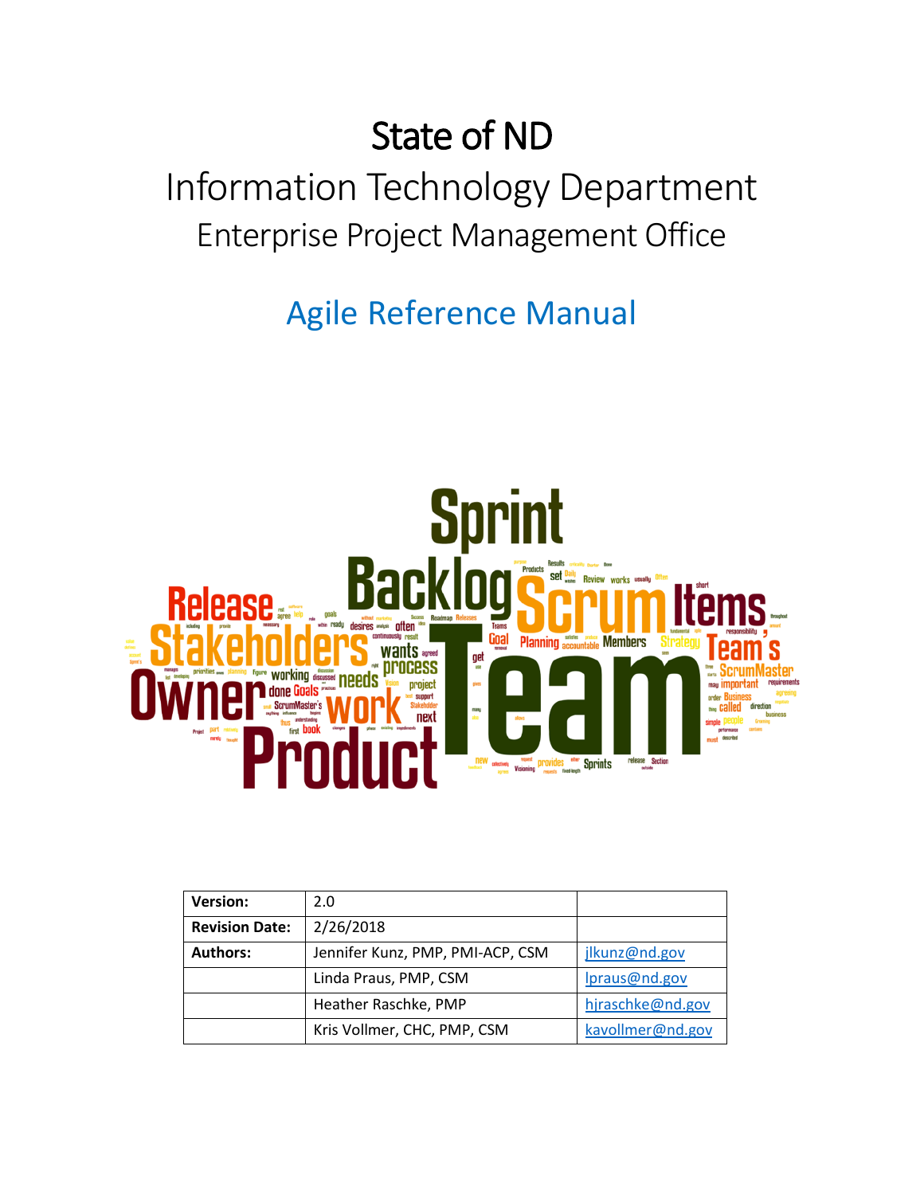# State of ND

## Information Technology Department

### Enterprise Project Management Office

## Agile Reference Manual

| Version: | 2.0 | |
|---|---|---|
| Revision Date: | 2/26/2018 | |
| Authors: | Jennifer Kunz, PMP, PMI-ACP, CSM | jlkunz@nd.gov |
| | Linda Praus, PMP, CSM | lpraus@nd.gov |
| | Heather Raschke, PMP | hjraschke@nd.gov |
| | Kris Vollmer, CHC, PMP, CSM | kavollmer@nd.gov |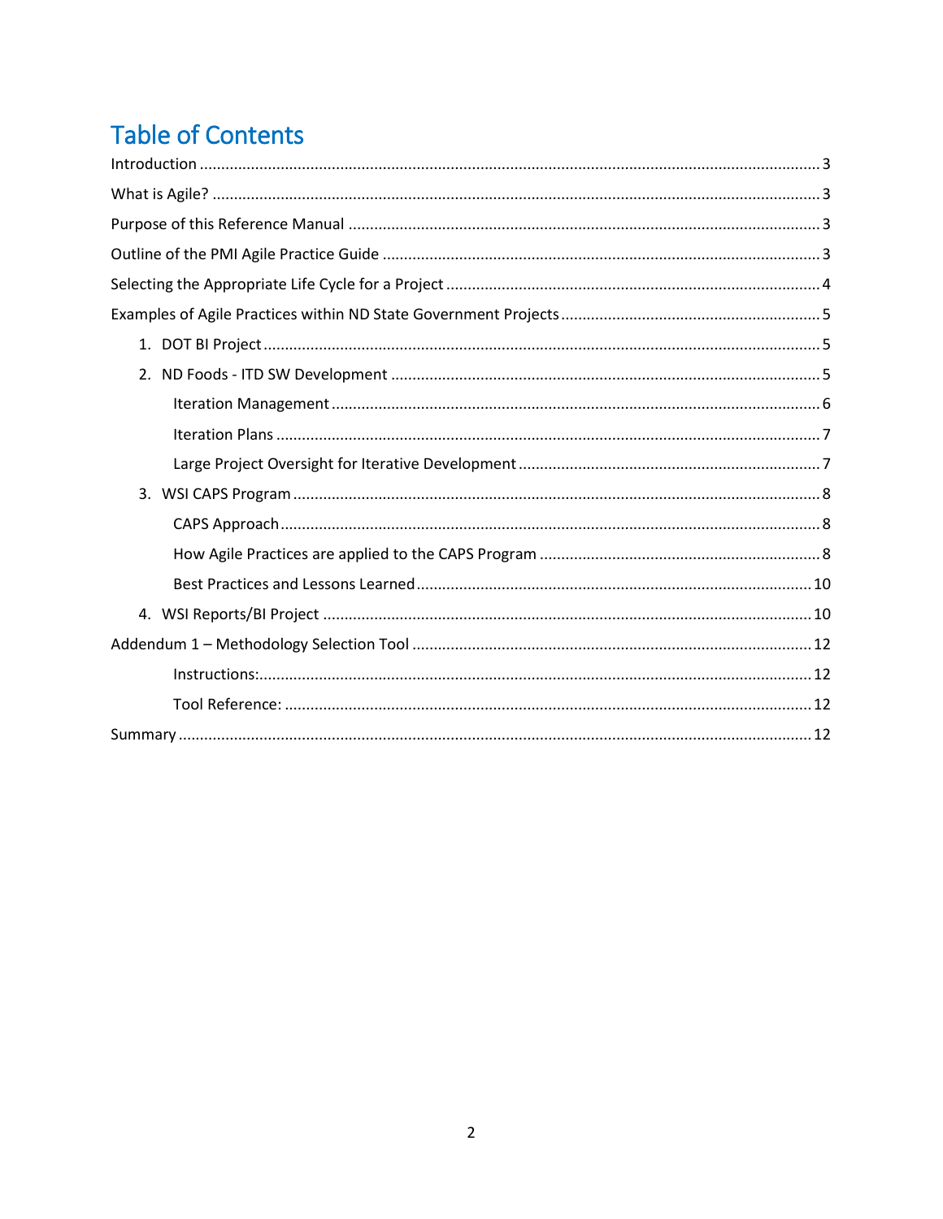# Table of Contents

Introduction ........ 3

What is Agile? ........ 3

Purpose of this Reference Manual ........ 3

Outline of the PMI Agile Practice Guide ........ 3

Selecting the Appropriate Life Cycle for a Project ........ 4

Examples of Agile Practices within ND State Government Projects ........ 5

1. DOT BI Project ........ 5
2. ND Foods - ITD SW Development ........ 5
    - Iteration Management ........ 6
    - Iteration Plans ........ 7
    - Large Project Oversight for Iterative Development ........ 7
3. WSI CAPS Program ........ 8
    - CAPS Approach ........ 8
    - How Agile Practices are applied to the CAPS Program ........ 8
    - Best Practices and Lessons Learned ........ 10
4. WSI Reports/BI Project ........ 10

Addendum 1 – Methodology Selection Tool ........ 12

- Instructions: ........ 12
- Tool Reference: ........ 12

Summary ........ 12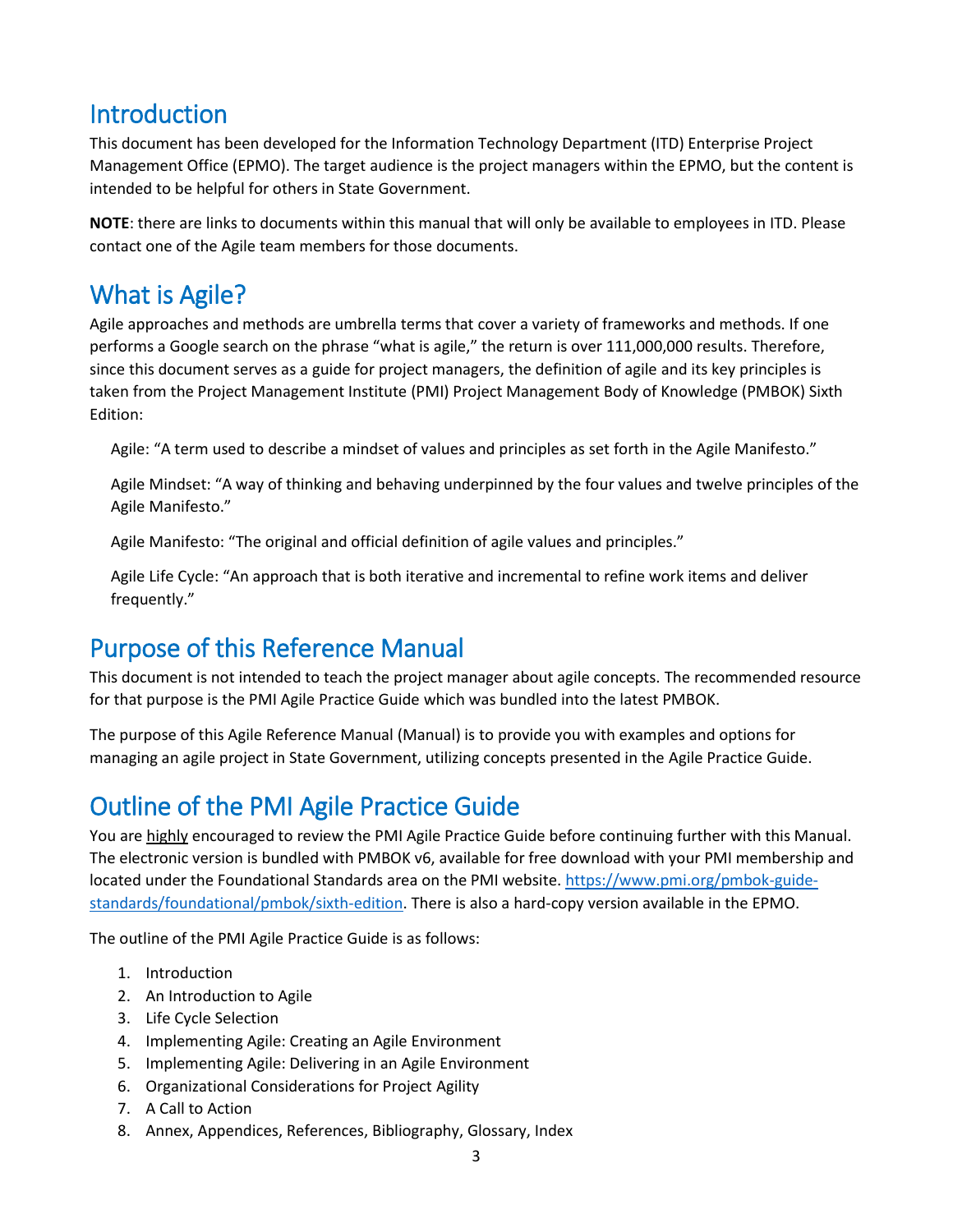# Introduction

This document has been developed for the Information Technology Department (ITD) Enterprise Project Management Office (EPMO). The target audience is the project managers within the EPMO, but the content is intended to be helpful for others in State Government.

**NOTE**: there are links to documents within this manual that will only be available to employees in ITD. Please contact one of the Agile team members for those documents.

# What is Agile?

Agile approaches and methods are umbrella terms that cover a variety of frameworks and methods. If one performs a Google search on the phrase "what is agile," the return is over 111,000,000 results. Therefore, since this document serves as a guide for project managers, the definition of agile and its key principles is taken from the Project Management Institute (PMI) Project Management Body of Knowledge (PMBOK) Sixth Edition:

> Agile: "A term used to describe a mindset of values and principles as set forth in the Agile Manifesto."
>
> Agile Mindset: "A way of thinking and behaving underpinned by the four values and twelve principles of the Agile Manifesto."
>
> Agile Manifesto: "The original and official definition of agile values and principles."
>
> Agile Life Cycle: "An approach that is both iterative and incremental to refine work items and deliver frequently."

# Purpose of this Reference Manual

This document is not intended to teach the project manager about agile concepts. The recommended resource for that purpose is the PMI Agile Practice Guide which was bundled into the latest PMBOK.

The purpose of this Agile Reference Manual (Manual) is to provide you with examples and options for managing an agile project in State Government, utilizing concepts presented in the Agile Practice Guide.

# Outline of the PMI Agile Practice Guide

You are <u>highly</u> encouraged to review the PMI Agile Practice Guide before continuing further with this Manual. The electronic version is bundled with PMBOK v6, available for free download with your PMI membership and located under the Foundational Standards area on the PMI website. [https://www.pmi.org/pmbok-guide-standards/foundational/pmbok/sixth-edition](https://www.pmi.org/pmbok-guide-standards/foundational/pmbok/sixth-edition). There is also a hard-copy version available in the EPMO.

The outline of the PMI Agile Practice Guide is as follows:

1. Introduction
2. An Introduction to Agile
3. Life Cycle Selection
4. Implementing Agile: Creating an Agile Environment
5. Implementing Agile: Delivering in an Agile Environment
6. Organizational Considerations for Project Agility
7. A Call to Action
8. Annex, Appendices, References, Bibliography, Glossary, Index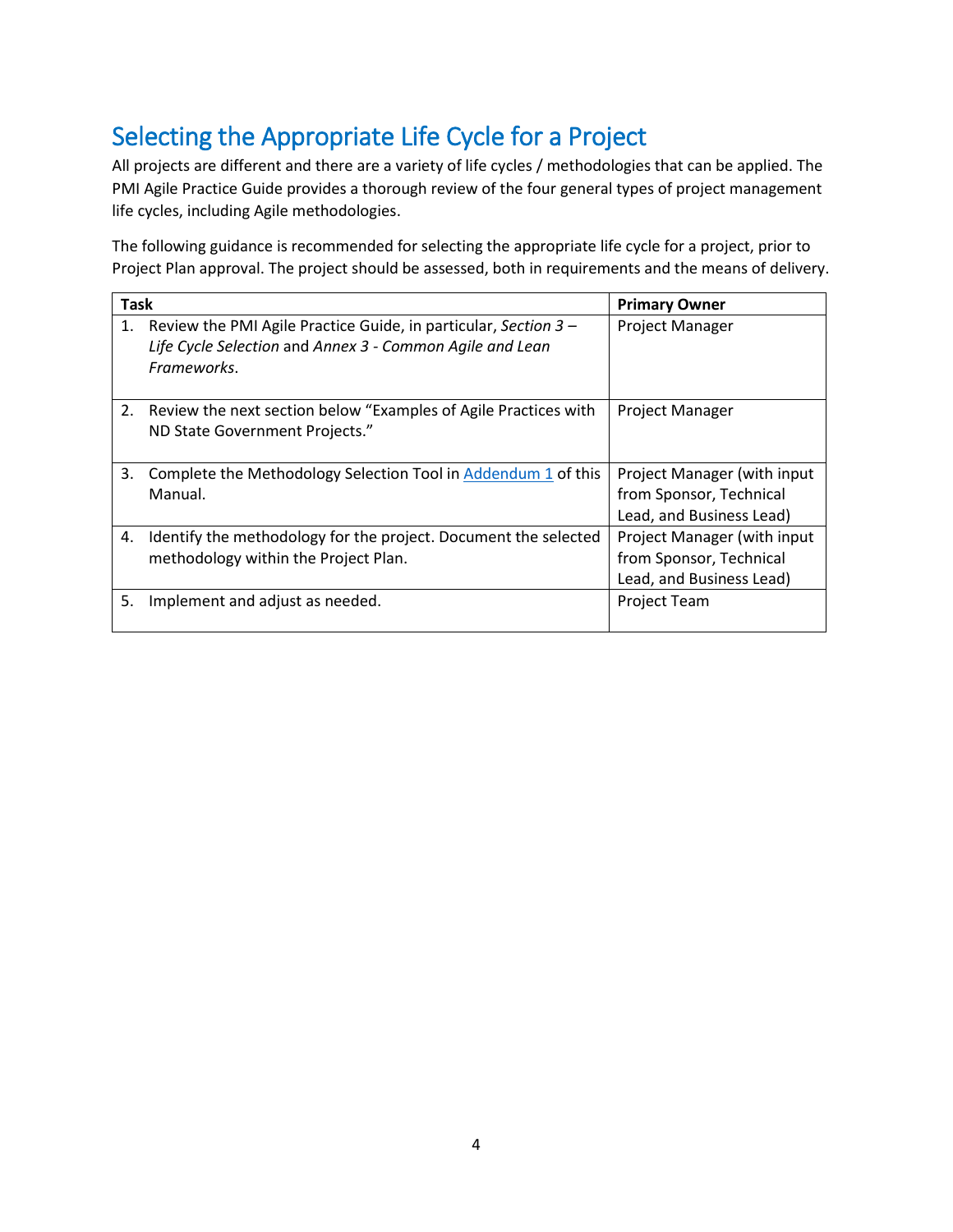# Selecting the Appropriate Life Cycle for a Project

All projects are different and there are a variety of life cycles / methodologies that can be applied. The PMI Agile Practice Guide provides a thorough review of the four general types of project management life cycles, including Agile methodologies.

The following guidance is recommended for selecting the appropriate life cycle for a project, prior to Project Plan approval. The project should be assessed, both in requirements and the means of delivery.

| Task | Primary Owner |
|---|---|
| 1. Review the PMI Agile Practice Guide, in particular, *Section 3 – Life Cycle Selection* and *Annex 3 - Common Agile and Lean Frameworks*. | Project Manager |
| 2. Review the next section below "Examples of Agile Practices with ND State Government Projects." | Project Manager |
| 3. Complete the Methodology Selection Tool in [Addendum 1]() of this Manual. | Project Manager (with input from Sponsor, Technical Lead, and Business Lead) |
| 4. Identify the methodology for the project. Document the selected methodology within the Project Plan. | Project Manager (with input from Sponsor, Technical Lead, and Business Lead) |
| 5. Implement and adjust as needed. | Project Team |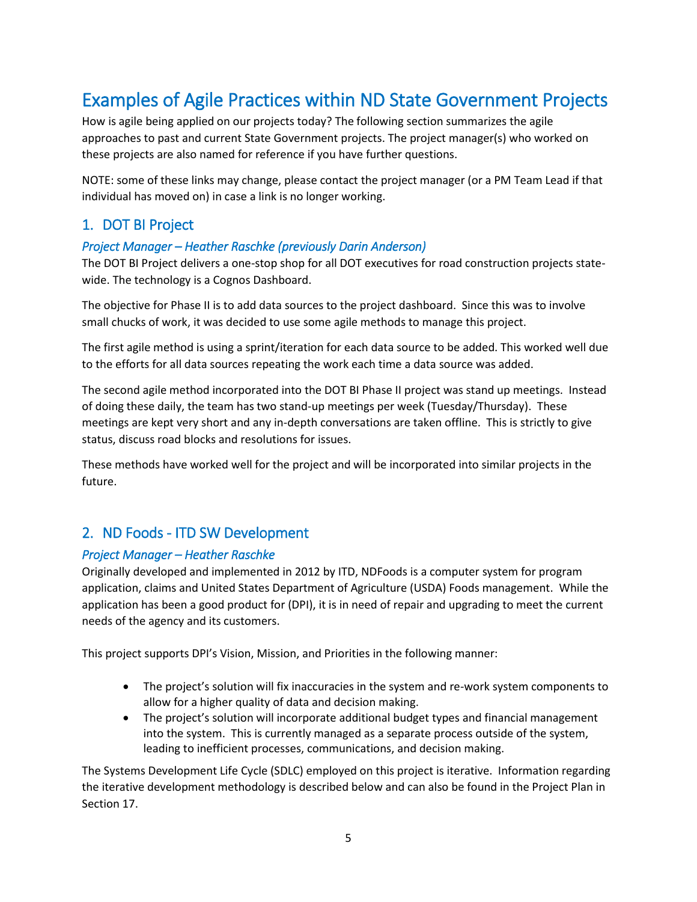# Examples of Agile Practices within ND State Government Projects

How is agile being applied on our projects today? The following section summarizes the agile approaches to past and current State Government projects. The project manager(s) who worked on these projects are also named for reference if you have further questions.

NOTE: some of these links may change, please contact the project manager (or a PM Team Lead if that individual has moved on) in case a link is no longer working.

## 1. DOT BI Project

### *Project Manager – Heather Raschke (previously Darin Anderson)*

The DOT BI Project delivers a one-stop shop for all DOT executives for road construction projects state-wide. The technology is a Cognos Dashboard.

The objective for Phase II is to add data sources to the project dashboard. Since this was to involve small chucks of work, it was decided to use some agile methods to manage this project.

The first agile method is using a sprint/iteration for each data source to be added. This worked well due to the efforts for all data sources repeating the work each time a data source was added.

The second agile method incorporated into the DOT BI Phase II project was stand up meetings. Instead of doing these daily, the team has two stand-up meetings per week (Tuesday/Thursday). These meetings are kept very short and any in-depth conversations are taken offline. This is strictly to give status, discuss road blocks and resolutions for issues.

These methods have worked well for the project and will be incorporated into similar projects in the future.

## 2. ND Foods - ITD SW Development

### *Project Manager – Heather Raschke*

Originally developed and implemented in 2012 by ITD, NDFoods is a computer system for program application, claims and United States Department of Agriculture (USDA) Foods management. While the application has been a good product for (DPI), it is in need of repair and upgrading to meet the current needs of the agency and its customers.

This project supports DPI's Vision, Mission, and Priorities in the following manner:

- The project's solution will fix inaccuracies in the system and re-work system components to allow for a higher quality of data and decision making.
- The project's solution will incorporate additional budget types and financial management into the system. This is currently managed as a separate process outside of the system, leading to inefficient processes, communications, and decision making.

The Systems Development Life Cycle (SDLC) employed on this project is iterative. Information regarding the iterative development methodology is described below and can also be found in the Project Plan in Section 17.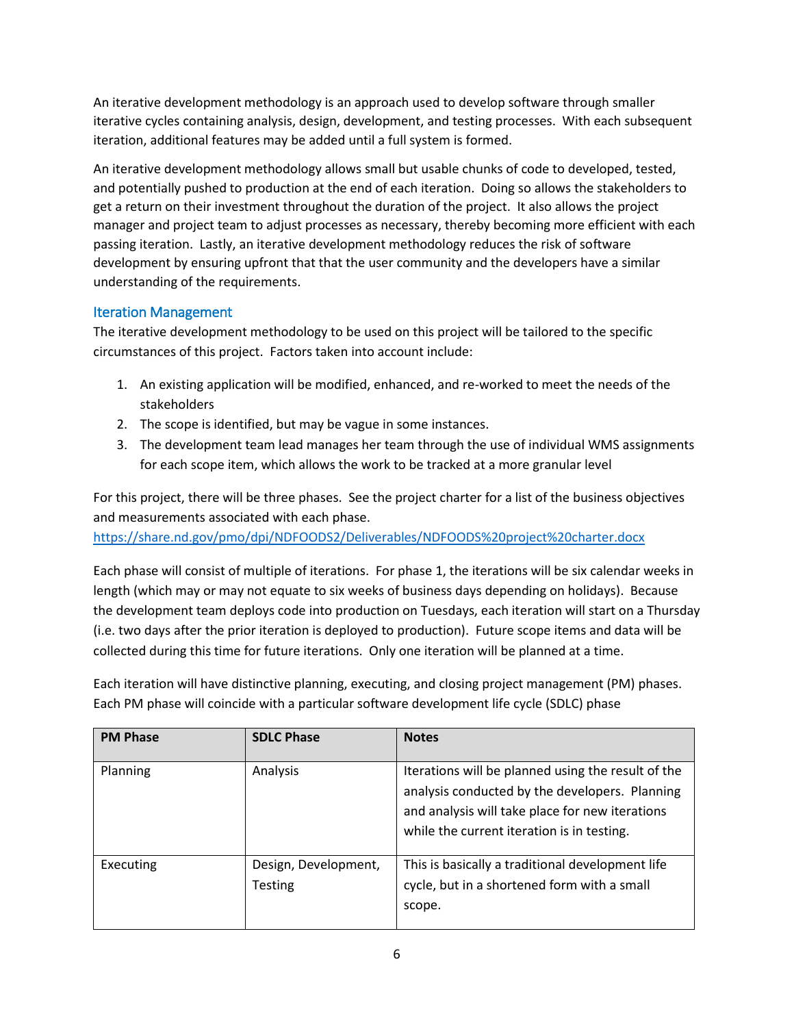An iterative development methodology is an approach used to develop software through smaller iterative cycles containing analysis, design, development, and testing processes. With each subsequent iteration, additional features may be added until a full system is formed.

An iterative development methodology allows small but usable chunks of code to developed, tested, and potentially pushed to production at the end of each iteration. Doing so allows the stakeholders to get a return on their investment throughout the duration of the project. It also allows the project manager and project team to adjust processes as necessary, thereby becoming more efficient with each passing iteration. Lastly, an iterative development methodology reduces the risk of software development by ensuring upfront that that the user community and the developers have a similar understanding of the requirements.

## Iteration Management

The iterative development methodology to be used on this project will be tailored to the specific circumstances of this project. Factors taken into account include:

1. An existing application will be modified, enhanced, and re-worked to meet the needs of the stakeholders
2. The scope is identified, but may be vague in some instances.
3. The development team lead manages her team through the use of individual WMS assignments for each scope item, which allows the work to be tracked at a more granular level

For this project, there will be three phases. See the project charter for a list of the business objectives and measurements associated with each phase.
https://share.nd.gov/pmo/dpi/NDFOODS2/Deliverables/NDFOODS%20project%20charter.docx

Each phase will consist of multiple of iterations. For phase 1, the iterations will be six calendar weeks in length (which may or may not equate to six weeks of business days depending on holidays). Because the development team deploys code into production on Tuesdays, each iteration will start on a Thursday (i.e. two days after the prior iteration is deployed to production). Future scope items and data will be collected during this time for future iterations. Only one iteration will be planned at a time.

Each iteration will have distinctive planning, executing, and closing project management (PM) phases. Each PM phase will coincide with a particular software development life cycle (SDLC) phase

| PM Phase | SDLC Phase | Notes |
|---|---|---|
| Planning | Analysis | Iterations will be planned using the result of the analysis conducted by the developers. Planning and analysis will take place for new iterations while the current iteration is in testing. |
| Executing | Design, Development, Testing | This is basically a traditional development life cycle, but in a shortened form with a small scope. |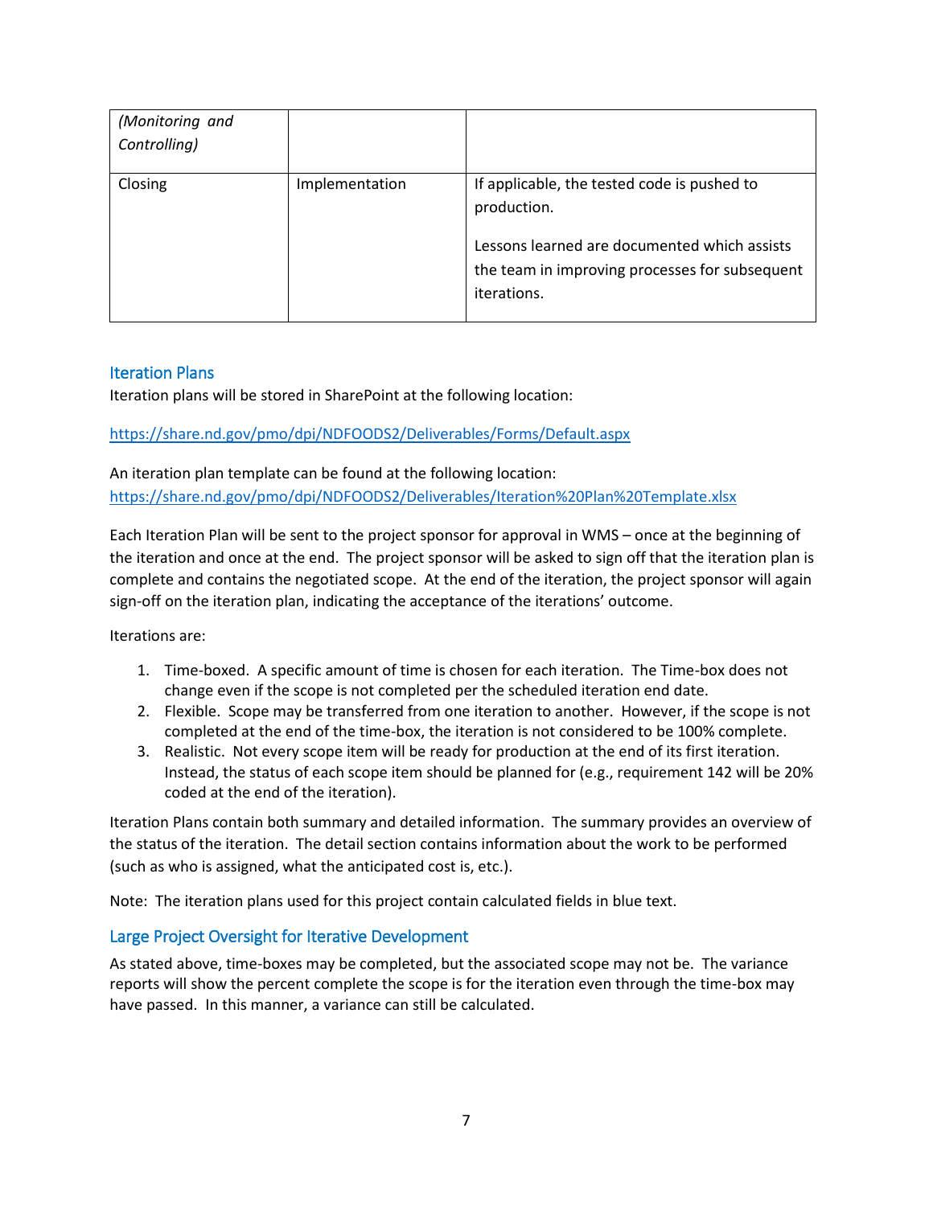| | | |
|---|---|---|
| *(Monitoring and Controlling)* | | |
| Closing | Implementation | If applicable, the tested code is pushed to production.<br><br>Lessons learned are documented which assists the team in improving processes for subsequent iterations. |

## Iteration Plans

Iteration plans will be stored in SharePoint at the following location:

https://share.nd.gov/pmo/dpi/NDFOODS2/Deliverables/Forms/Default.aspx

An iteration plan template can be found at the following location:
https://share.nd.gov/pmo/dpi/NDFOODS2/Deliverables/Iteration%20Plan%20Template.xlsx

Each Iteration Plan will be sent to the project sponsor for approval in WMS – once at the beginning of the iteration and once at the end. The project sponsor will be asked to sign off that the iteration plan is complete and contains the negotiated scope. At the end of the iteration, the project sponsor will again sign-off on the iteration plan, indicating the acceptance of the iterations' outcome.

Iterations are:

1. Time-boxed. A specific amount of time is chosen for each iteration. The Time-box does not change even if the scope is not completed per the scheduled iteration end date.
2. Flexible. Scope may be transferred from one iteration to another. However, if the scope is not completed at the end of the time-box, the iteration is not considered to be 100% complete.
3. Realistic. Not every scope item will be ready for production at the end of its first iteration. Instead, the status of each scope item should be planned for (e.g., requirement 142 will be 20% coded at the end of the iteration).

Iteration Plans contain both summary and detailed information. The summary provides an overview of the status of the iteration. The detail section contains information about the work to be performed (such as who is assigned, what the anticipated cost is, etc.).

Note: The iteration plans used for this project contain calculated fields in blue text.

## Large Project Oversight for Iterative Development

As stated above, time-boxes may be completed, but the associated scope may not be. The variance reports will show the percent complete the scope is for the iteration even through the time-box may have passed. In this manner, a variance can still be calculated.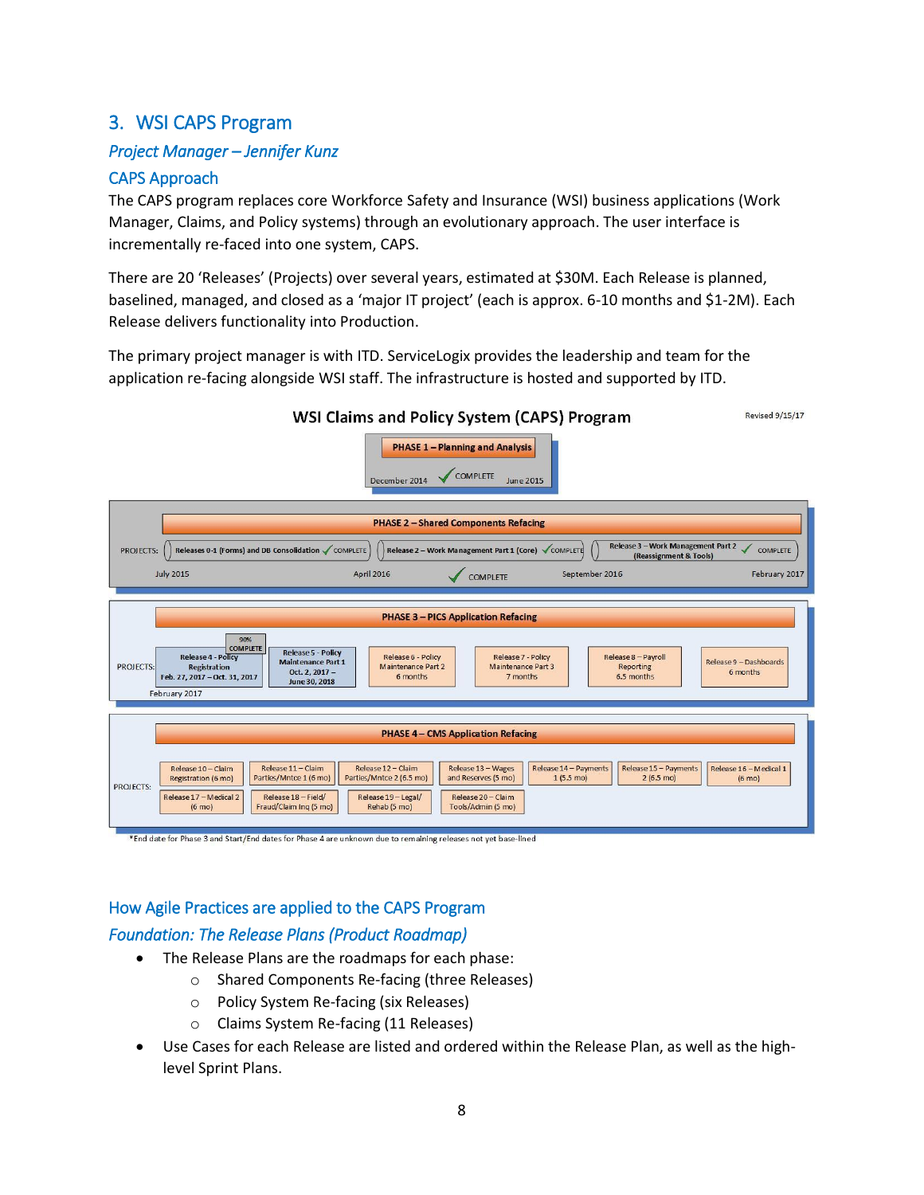## 3. WSI CAPS Program

### *Project Manager – Jennifer Kunz*

### CAPS Approach

The CAPS program replaces core Workforce Safety and Insurance (WSI) business applications (Work Manager, Claims, and Policy systems) through an evolutionary approach. The user interface is incrementally re-faced into one system, CAPS.

There are 20 'Releases' (Projects) over several years, estimated at $30M. Each Release is planned, baselined, managed, and closed as a 'major IT project' (each is approx. 6-10 months and $1-2M). Each Release delivers functionality into Production.

The primary project manager is with ITD. ServiceLogix provides the leadership and team for the application re-facing alongside WSI staff. The infrastructure is hosted and supported by ITD.

**WSI Claims and Policy System (CAPS) Program**

Revised 9/15/17

**PHASE 1 – Planning and Analysis**
December 2014 — COMPLETE — June 2015

**PHASE 2 – Shared Components Refacing**
PROJECTS:
- Releases 0-1 (Forms) and DB Consolidation — COMPLETE
- Release 2 – Work Management Part 1 (Core) — COMPLETE
- Release 3 – Work Management Part 2 (Reassignment & Tools) — COMPLETE

July 2015 — April 2016 — COMPLETE — September 2016 — February 2017

**PHASE 3 – PICS Application Refacing**
PROJECTS:
- Release 4 - Policy Registration, Feb. 27, 2017 – Oct. 31, 2017 (90% COMPLETE)
- Release 5 - Policy Maintenance Part 1, Oct. 2, 2017 – June 30, 2018
- Release 6 - Policy Maintenance Part 2, 6 months
- Release 7 - Policy Maintenance Part 3, 7 months
- Release 8 – Payroll Reporting, 6.5 months
- Release 9 – Dashboards, 6 months

February 2017

**PHASE 4 – CMS Application Refacing**
PROJECTS:
- Release 10 – Claim Registration (6 mo)
- Release 11 – Claim Parties/Mntce 1 (6 mo)
- Release 12 – Claim Parties/Mntce 2 (6.5 mo)
- Release 13 – Wages and Reserves (5 mo)
- Release 14 – Payments 1 (5.5 mo)
- Release 15 – Payments 2 (6.5 mo)
- Release 16 – Medical 1 (6 mo)
- Release 17 – Medical 2 (6 mo)
- Release 18 – Field/ Fraud/Claim Inq (5 mo)
- Release 19 – Legal/ Rehab (5 mo)
- Release 20 – Claim Tools/Admin (5 mo)

*End date for Phase 3 and Start/End dates for Phase 4 are unknown due to remaining releases not yet base-lined

### How Agile Practices are applied to the CAPS Program

#### *Foundation: The Release Plans (Product Roadmap)*

- The Release Plans are the roadmaps for each phase:
  - Shared Components Re-facing (three Releases)
  - Policy System Re-facing (six Releases)
  - Claims System Re-facing (11 Releases)
- Use Cases for each Release are listed and ordered within the Release Plan, as well as the high-level Sprint Plans.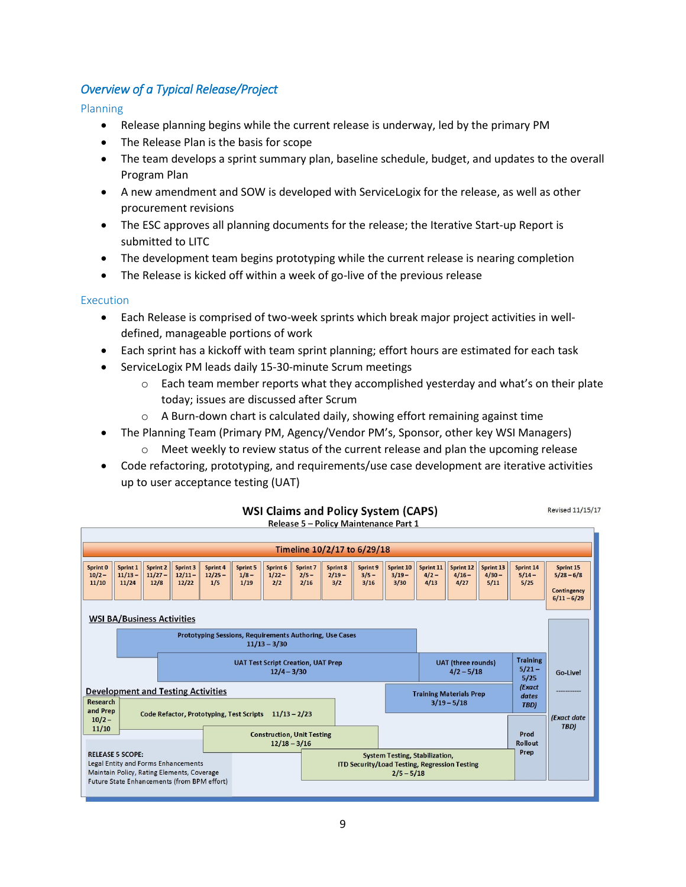## *Overview of a Typical Release/Project*

### Planning

- Release planning begins while the current release is underway, led by the primary PM
- The Release Plan is the basis for scope
- The team develops a sprint summary plan, baseline schedule, budget, and updates to the overall Program Plan
- A new amendment and SOW is developed with ServiceLogix for the release, as well as other procurement revisions
- The ESC approves all planning documents for the release; the Iterative Start-up Report is submitted to LITC
- The development team begins prototyping while the current release is nearing completion
- The Release is kicked off within a week of go-live of the previous release

### Execution

- Each Release is comprised of two-week sprints which break major project activities in well-defined, manageable portions of work
- Each sprint has a kickoff with team sprint planning; effort hours are estimated for each task
- ServiceLogix PM leads daily 15-30-minute Scrum meetings
  - Each team member reports what they accomplished yesterday and what's on their plate today; issues are discussed after Scrum
  - A Burn-down chart is calculated daily, showing effort remaining against time
- The Planning Team (Primary PM, Agency/Vendor PM's, Sponsor, other key WSI Managers)
  - Meet weekly to review status of the current release and plan the upcoming release
- Code refactoring, prototyping, and requirements/use case development are iterative activities up to user acceptance testing (UAT)

**WSI Claims and Policy System (CAPS)**

Release 5 – Policy Maintenance Part 1

Revised 11/15/17

**Timeline 10/2/17 to 6/29/18**

| Sprint 0 | Sprint 1 | Sprint 2 | Sprint 3 | Sprint 4 | Sprint 5 | Sprint 6 | Sprint 7 | Sprint 8 | Sprint 9 | Sprint 10 | Sprint 11 | Sprint 12 | Sprint 13 | Sprint 14 | Sprint 15 |
|---|---|---|---|---|---|---|---|---|---|---|---|---|---|---|---|
| 10/2 – 11/10 | 11/13 – 11/24 | 11/27 – 12/8 | 12/11 – 12/22 | 12/25 – 1/5 | 1/8 – 1/19 | 1/22 – 2/2 | 2/5 – 2/16 | 2/19 – 3/2 | 3/5 – 3/16 | 3/19 – 3/30 | 4/2 – 4/13 | 4/16 – 4/27 | 4/30 – 5/11 | 5/14 – 5/25 | 5/28 – 6/8; Contingency 6/11 – 6/29 |

**WSI BA/Business Activities**

- Prototyping Sessions, Requirements Authoring, Use Cases 11/13 – 3/30
- UAT Test Script Creation, UAT Prep 12/4 – 3/30
- UAT (three rounds) 4/2 – 5/18
- Training 5/21 – 5/25 *(Exact dates TBD)*
- Training Materials Prep 3/19 – 5/18
- Go-Live! ---------- *(Exact date TBD)*

**Development and Testing Activities**

- Research and Prep 10/2 – 11/10
- Code Refactor, Prototyping, Test Scripts 11/13 – 2/23
- Construction, Unit Testing 12/18 – 3/16
- System Testing, Stabilization, ITD Security/Load Testing, Regression Testing 2/5 – 5/18
- Prod Rollout Prep

RELEASE 5 SCOPE:
Legal Entity and Forms Enhancements
Maintain Policy, Rating Elements, Coverage
Future State Enhancements (from BPM effort)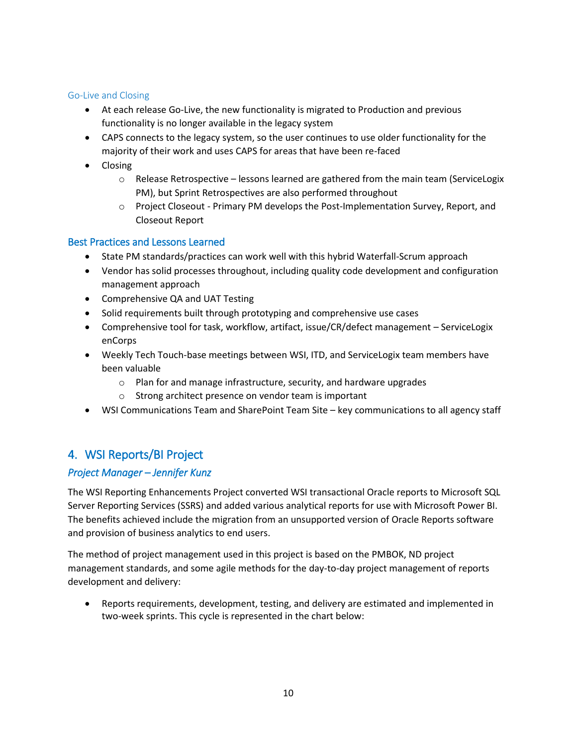### Go-Live and Closing

- At each release Go-Live, the new functionality is migrated to Production and previous functionality is no longer available in the legacy system
- CAPS connects to the legacy system, so the user continues to use older functionality for the majority of their work and uses CAPS for areas that have been re-faced
- Closing
    - Release Retrospective – lessons learned are gathered from the main team (ServiceLogix PM), but Sprint Retrospectives are also performed throughout
    - Project Closeout - Primary PM develops the Post-Implementation Survey, Report, and Closeout Report

### Best Practices and Lessons Learned

- State PM standards/practices can work well with this hybrid Waterfall-Scrum approach
- Vendor has solid processes throughout, including quality code development and configuration management approach
- Comprehensive QA and UAT Testing
- Solid requirements built through prototyping and comprehensive use cases
- Comprehensive tool for task, workflow, artifact, issue/CR/defect management – ServiceLogix enCorps
- Weekly Tech Touch-base meetings between WSI, ITD, and ServiceLogix team members have been valuable
    - Plan for and manage infrastructure, security, and hardware upgrades
    - Strong architect presence on vendor team is important
- WSI Communications Team and SharePoint Team Site – key communications to all agency staff

## 4. WSI Reports/BI Project

### *Project Manager – Jennifer Kunz*

The WSI Reporting Enhancements Project converted WSI transactional Oracle reports to Microsoft SQL Server Reporting Services (SSRS) and added various analytical reports for use with Microsoft Power BI. The benefits achieved include the migration from an unsupported version of Oracle Reports software and provision of business analytics to end users.

The method of project management used in this project is based on the PMBOK, ND project management standards, and some agile methods for the day-to-day project management of reports development and delivery:

- Reports requirements, development, testing, and delivery are estimated and implemented in two-week sprints. This cycle is represented in the chart below: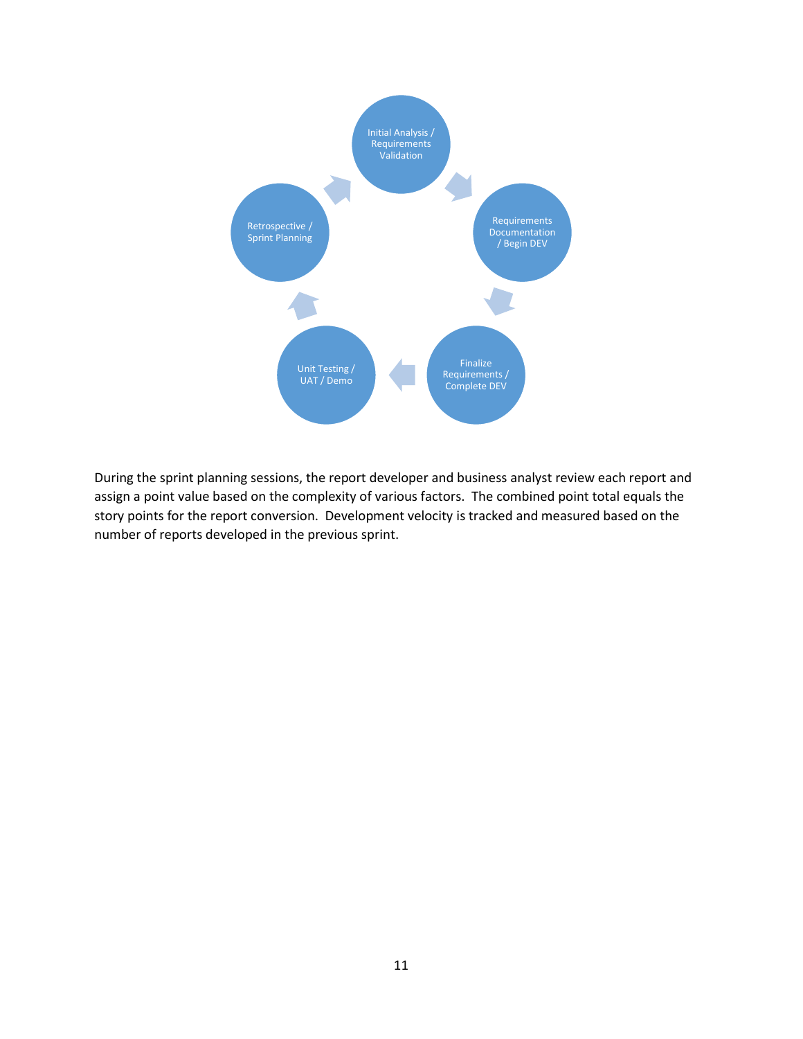Initial Analysis / Requirements Validation

Requirements Documentation / Begin DEV

Finalize Requirements / Complete DEV

Unit Testing / UAT / Demo

Retrospective / Sprint Planning

During the sprint planning sessions, the report developer and business analyst review each report and assign a point value based on the complexity of various factors. The combined point total equals the story points for the report conversion. Development velocity is tracked and measured based on the number of reports developed in the previous sprint.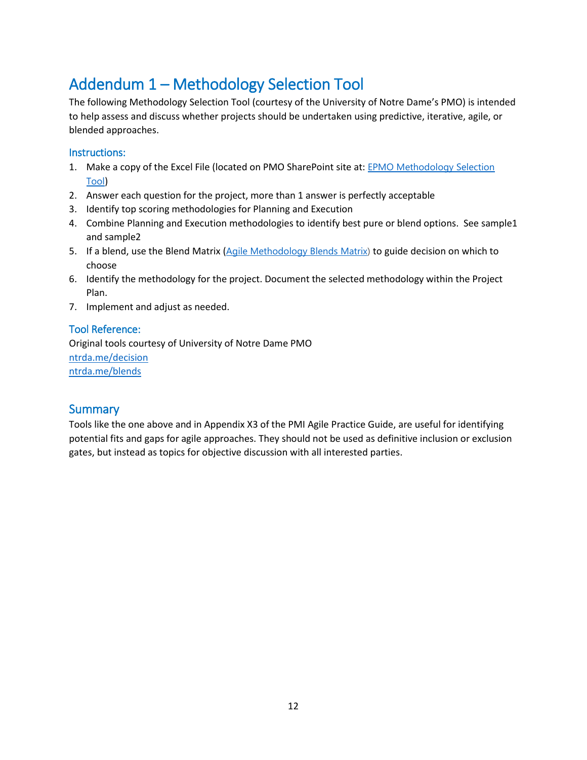# Addendum 1 – Methodology Selection Tool

The following Methodology Selection Tool (courtesy of the University of Notre Dame's PMO) is intended to help assess and discuss whether projects should be undertaken using predictive, iterative, agile, or blended approaches.

## Instructions:

1. Make a copy of the Excel File (located on PMO SharePoint site at: EPMO Methodology Selection Tool)
2. Answer each question for the project, more than 1 answer is perfectly acceptable
3. Identify top scoring methodologies for Planning and Execution
4. Combine Planning and Execution methodologies to identify best pure or blend options. See sample1 and sample2
5. If a blend, use the Blend Matrix (Agile Methodology Blends Matrix) to guide decision on which to choose
6. Identify the methodology for the project. Document the selected methodology within the Project Plan.
7. Implement and adjust as needed.

## Tool Reference:

Original tools courtesy of University of Notre Dame PMO
ntrda.me/decision
ntrda.me/blends

## Summary

Tools like the one above and in Appendix X3 of the PMI Agile Practice Guide, are useful for identifying potential fits and gaps for agile approaches. They should not be used as definitive inclusion or exclusion gates, but instead as topics for objective discussion with all interested parties.